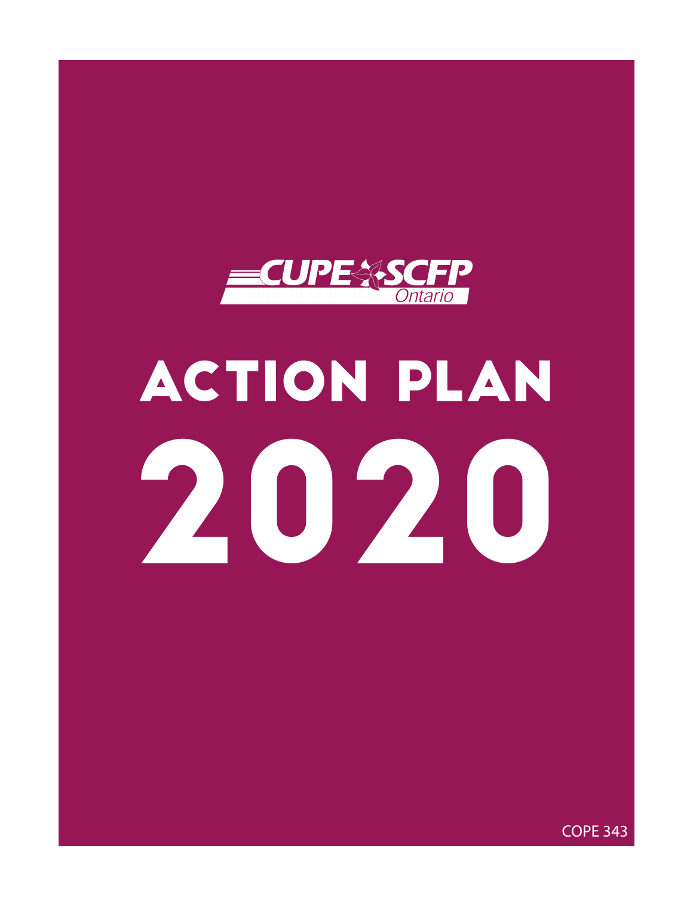CUPE SCFP Ontario

# ACTION PLAN 2020

COPE 343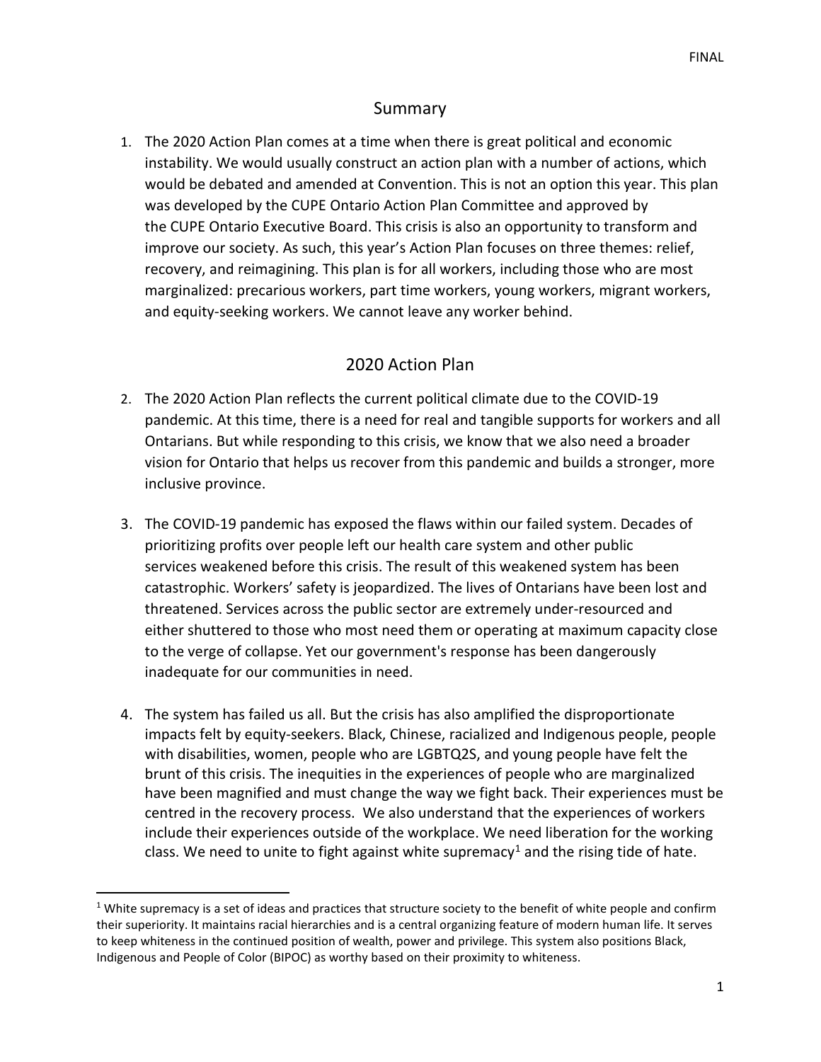## Summary

1. The 2020 Action Plan comes at a time when there is great political and economic instability. We would usually construct an action plan with a number of actions, which would be debated and amended at Convention. This is not an option this year. This plan was developed by the CUPE Ontario Action Plan Committee and approved by the CUPE Ontario Executive Board. This crisis is also an opportunity to transform and improve our society. As such, this year's Action Plan focuses on three themes: relief, recovery, and reimagining. This plan is for all workers, including those who are most marginalized: precarious workers, part time workers, young workers, migrant workers, and equity-seeking workers. We cannot leave any worker behind.

## 2020 Action Plan

2. The 2020 Action Plan reflects the current political climate due to the COVID-19 pandemic. At this time, there is a need for real and tangible supports for workers and all Ontarians. But while responding to this crisis, we know that we also need a broader vision for Ontario that helps us recover from this pandemic and builds a stronger, more inclusive province.

3. The COVID-19 pandemic has exposed the flaws within our failed system. Decades of prioritizing profits over people left our health care system and other public services weakened before this crisis. The result of this weakened system has been catastrophic. Workers' safety is jeopardized. The lives of Ontarians have been lost and threatened. Services across the public sector are extremely under-resourced and either shuttered to those who most need them or operating at maximum capacity close to the verge of collapse. Yet our government's response has been dangerously inadequate for our communities in need.

4. The system has failed us all. But the crisis has also amplified the disproportionate impacts felt by equity-seekers. Black, Chinese, racialized and Indigenous people, people with disabilities, women, people who are LGBTQ2S, and young people have felt the brunt of this crisis. The inequities in the experiences of people who are marginalized have been magnified and must change the way we fight back. Their experiences must be centred in the recovery process. We also understand that the experiences of workers include their experiences outside of the workplace. We need liberation for the working class. We need to unite to fight against white supremacy[1] and the rising tide of hate.

[1] White supremacy is a set of ideas and practices that structure society to the benefit of white people and confirm their superiority. It maintains racial hierarchies and is a central organizing feature of modern human life. It serves to keep whiteness in the continued position of wealth, power and privilege. This system also positions Black, Indigenous and People of Color (BIPOC) as worthy based on their proximity to whiteness.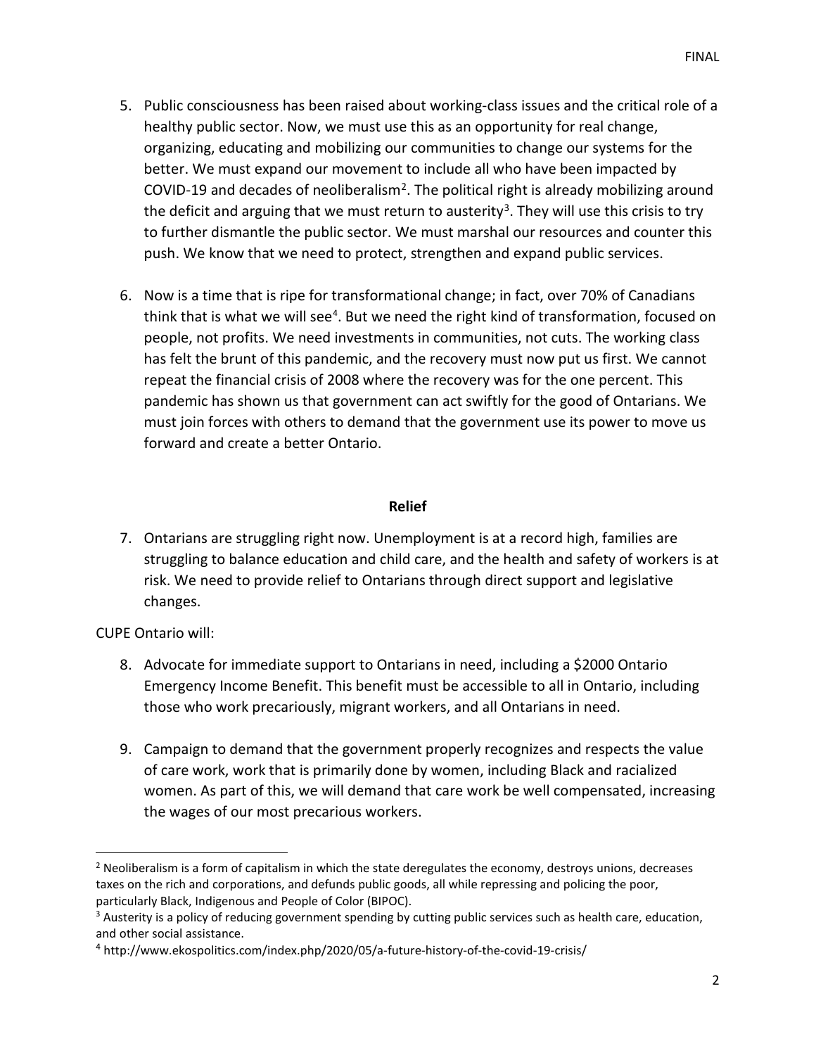5. Public consciousness has been raised about working-class issues and the critical role of a healthy public sector. Now, we must use this as an opportunity for real change, organizing, educating and mobilizing our communities to change our systems for the better. We must expand our movement to include all who have been impacted by COVID-19 and decades of neoliberalism[2]. The political right is already mobilizing around the deficit and arguing that we must return to austerity[3]. They will use this crisis to try to further dismantle the public sector. We must marshal our resources and counter this push. We know that we need to protect, strengthen and expand public services.

6. Now is a time that is ripe for transformational change; in fact, over 70% of Canadians think that is what we will see[4]. But we need the right kind of transformation, focused on people, not profits. We need investments in communities, not cuts. The working class has felt the brunt of this pandemic, and the recovery must now put us first. We cannot repeat the financial crisis of 2008 where the recovery was for the one percent. This pandemic has shown us that government can act swiftly for the good of Ontarians. We must join forces with others to demand that the government use its power to move us forward and create a better Ontario.

**Relief**

7. Ontarians are struggling right now. Unemployment is at a record high, families are struggling to balance education and child care, and the health and safety of workers is at risk. We need to provide relief to Ontarians through direct support and legislative changes.

CUPE Ontario will:

8. Advocate for immediate support to Ontarians in need, including a $2000 Ontario Emergency Income Benefit. This benefit must be accessible to all in Ontario, including those who work precariously, migrant workers, and all Ontarians in need.

9. Campaign to demand that the government properly recognizes and respects the value of care work, work that is primarily done by women, including Black and racialized women. As part of this, we will demand that care work be well compensated, increasing the wages of our most precarious workers.

---

[2] Neoliberalism is a form of capitalism in which the state deregulates the economy, destroys unions, decreases taxes on the rich and corporations, and defunds public goods, all while repressing and policing the poor, particularly Black, Indigenous and People of Color (BIPOC).

[3] Austerity is a policy of reducing government spending by cutting public services such as health care, education, and other social assistance.

[4] http://www.ekospolitics.com/index.php/2020/05/a-future-history-of-the-covid-19-crisis/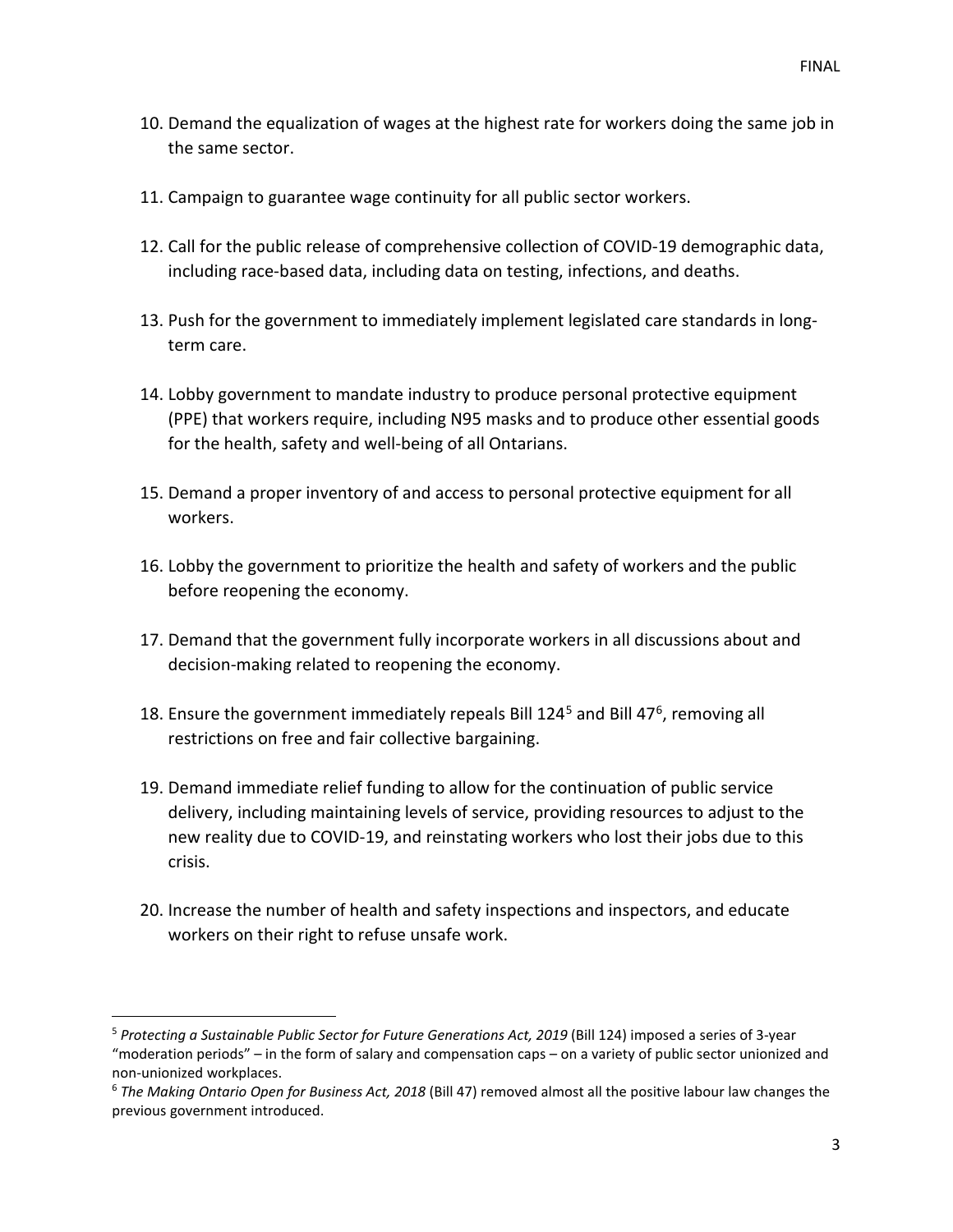10. Demand the equalization of wages at the highest rate for workers doing the same job in the same sector.

11. Campaign to guarantee wage continuity for all public sector workers.

12. Call for the public release of comprehensive collection of COVID-19 demographic data, including race-based data, including data on testing, infections, and deaths.

13. Push for the government to immediately implement legislated care standards in long-term care.

14. Lobby government to mandate industry to produce personal protective equipment (PPE) that workers require, including N95 masks and to produce other essential goods for the health, safety and well-being of all Ontarians.

15. Demand a proper inventory of and access to personal protective equipment for all workers.

16. Lobby the government to prioritize the health and safety of workers and the public before reopening the economy.

17. Demand that the government fully incorporate workers in all discussions about and decision-making related to reopening the economy.

18. Ensure the government immediately repeals Bill 124[5] and Bill 47[6], removing all restrictions on free and fair collective bargaining.

19. Demand immediate relief funding to allow for the continuation of public service delivery, including maintaining levels of service, providing resources to adjust to the new reality due to COVID-19, and reinstating workers who lost their jobs due to this crisis.

20. Increase the number of health and safety inspections and inspectors, and educate workers on their right to refuse unsafe work.

---

[5] *Protecting a Sustainable Public Sector for Future Generations Act, 2019* (Bill 124) imposed a series of 3-year "moderation periods" – in the form of salary and compensation caps – on a variety of public sector unionized and non-unionized workplaces.

[6] *The Making Ontario Open for Business Act, 2018* (Bill 47) removed almost all the positive labour law changes the previous government introduced.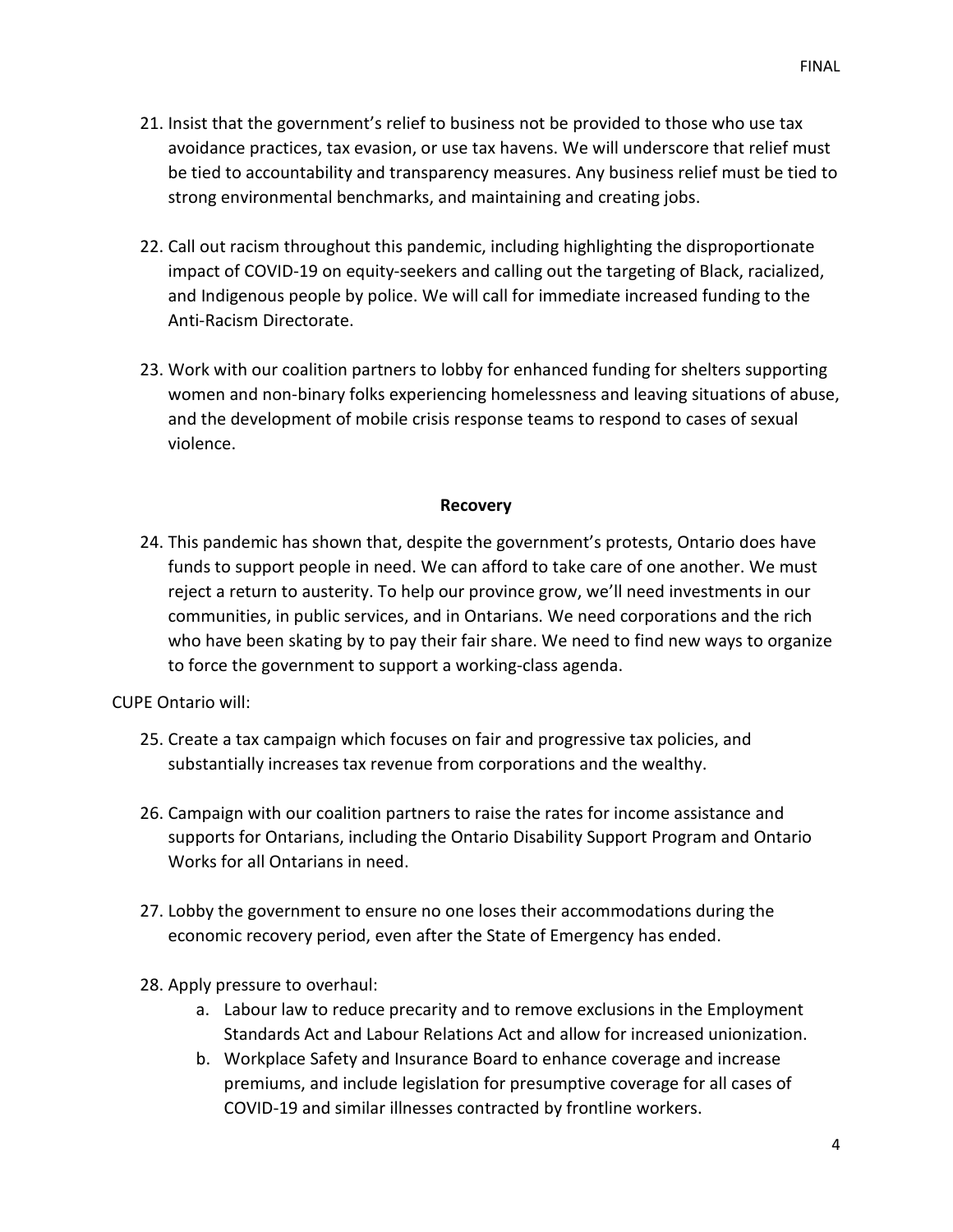21. Insist that the government's relief to business not be provided to those who use tax avoidance practices, tax evasion, or use tax havens. We will underscore that relief must be tied to accountability and transparency measures. Any business relief must be tied to strong environmental benchmarks, and maintaining and creating jobs.

22. Call out racism throughout this pandemic, including highlighting the disproportionate impact of COVID-19 on equity-seekers and calling out the targeting of Black, racialized, and Indigenous people by police. We will call for immediate increased funding to the Anti-Racism Directorate.

23. Work with our coalition partners to lobby for enhanced funding for shelters supporting women and non-binary folks experiencing homelessness and leaving situations of abuse, and the development of mobile crisis response teams to respond to cases of sexual violence.

## Recovery

24. This pandemic has shown that, despite the government's protests, Ontario does have funds to support people in need. We can afford to take care of one another. We must reject a return to austerity. To help our province grow, we'll need investments in our communities, in public services, and in Ontarians. We need corporations and the rich who have been skating by to pay their fair share. We need to find new ways to organize to force the government to support a working-class agenda.

CUPE Ontario will:

25. Create a tax campaign which focuses on fair and progressive tax policies, and substantially increases tax revenue from corporations and the wealthy.

26. Campaign with our coalition partners to raise the rates for income assistance and supports for Ontarians, including the Ontario Disability Support Program and Ontario Works for all Ontarians in need.

27. Lobby the government to ensure no one loses their accommodations during the economic recovery period, even after the State of Emergency has ended.

28. Apply pressure to overhaul:
    a. Labour law to reduce precarity and to remove exclusions in the Employment Standards Act and Labour Relations Act and allow for increased unionization.
    b. Workplace Safety and Insurance Board to enhance coverage and increase premiums, and include legislation for presumptive coverage for all cases of COVID-19 and similar illnesses contracted by frontline workers.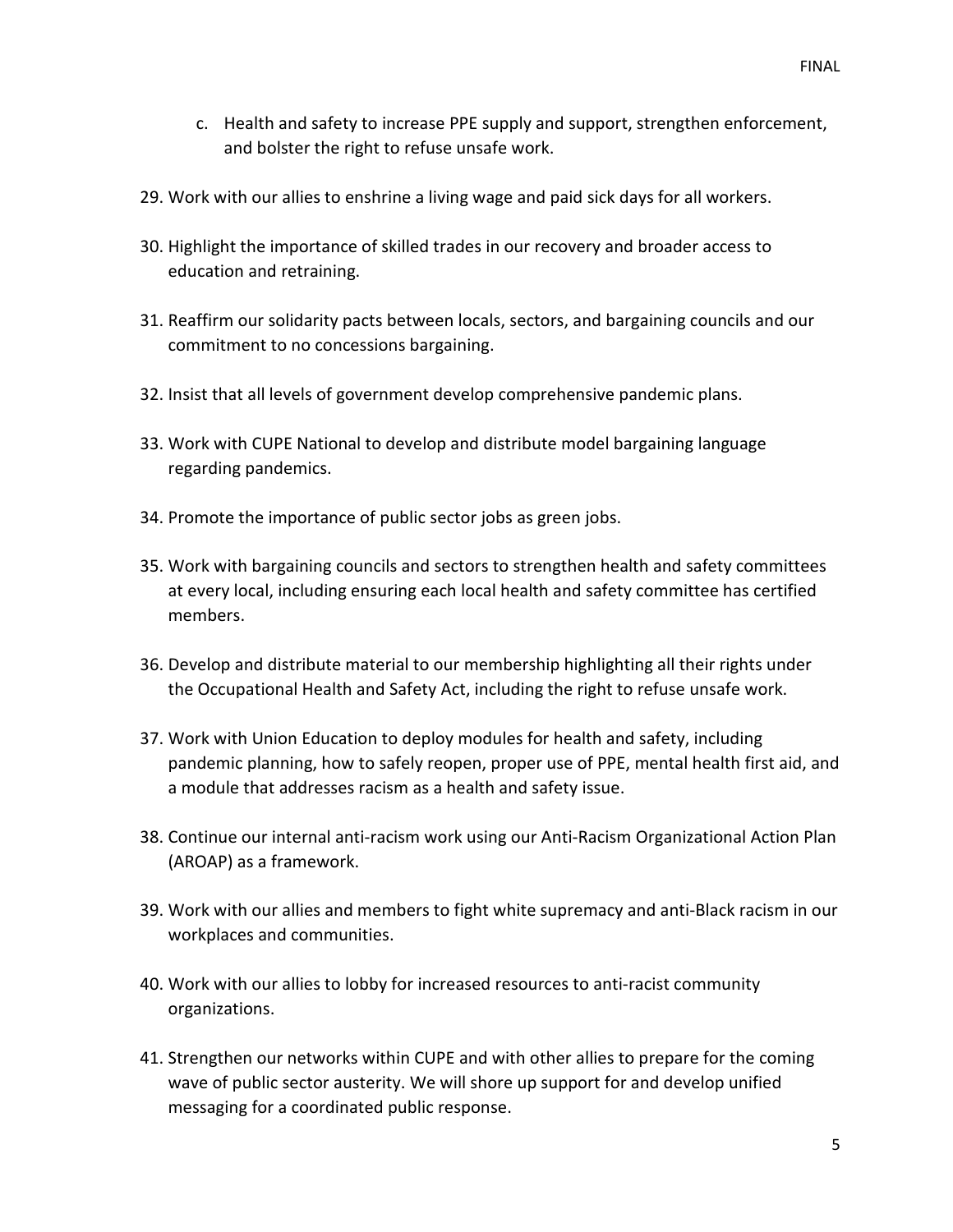c. Health and safety to increase PPE supply and support, strengthen enforcement, and bolster the right to refuse unsafe work.

29. Work with our allies to enshrine a living wage and paid sick days for all workers.

30. Highlight the importance of skilled trades in our recovery and broader access to education and retraining.

31. Reaffirm our solidarity pacts between locals, sectors, and bargaining councils and our commitment to no concessions bargaining.

32. Insist that all levels of government develop comprehensive pandemic plans.

33. Work with CUPE National to develop and distribute model bargaining language regarding pandemics.

34. Promote the importance of public sector jobs as green jobs.

35. Work with bargaining councils and sectors to strengthen health and safety committees at every local, including ensuring each local health and safety committee has certified members.

36. Develop and distribute material to our membership highlighting all their rights under the Occupational Health and Safety Act, including the right to refuse unsafe work.

37. Work with Union Education to deploy modules for health and safety, including pandemic planning, how to safely reopen, proper use of PPE, mental health first aid, and a module that addresses racism as a health and safety issue.

38. Continue our internal anti-racism work using our Anti-Racism Organizational Action Plan (AROAP) as a framework.

39. Work with our allies and members to fight white supremacy and anti-Black racism in our workplaces and communities.

40. Work with our allies to lobby for increased resources to anti-racist community organizations.

41. Strengthen our networks within CUPE and with other allies to prepare for the coming wave of public sector austerity. We will shore up support for and develop unified messaging for a coordinated public response.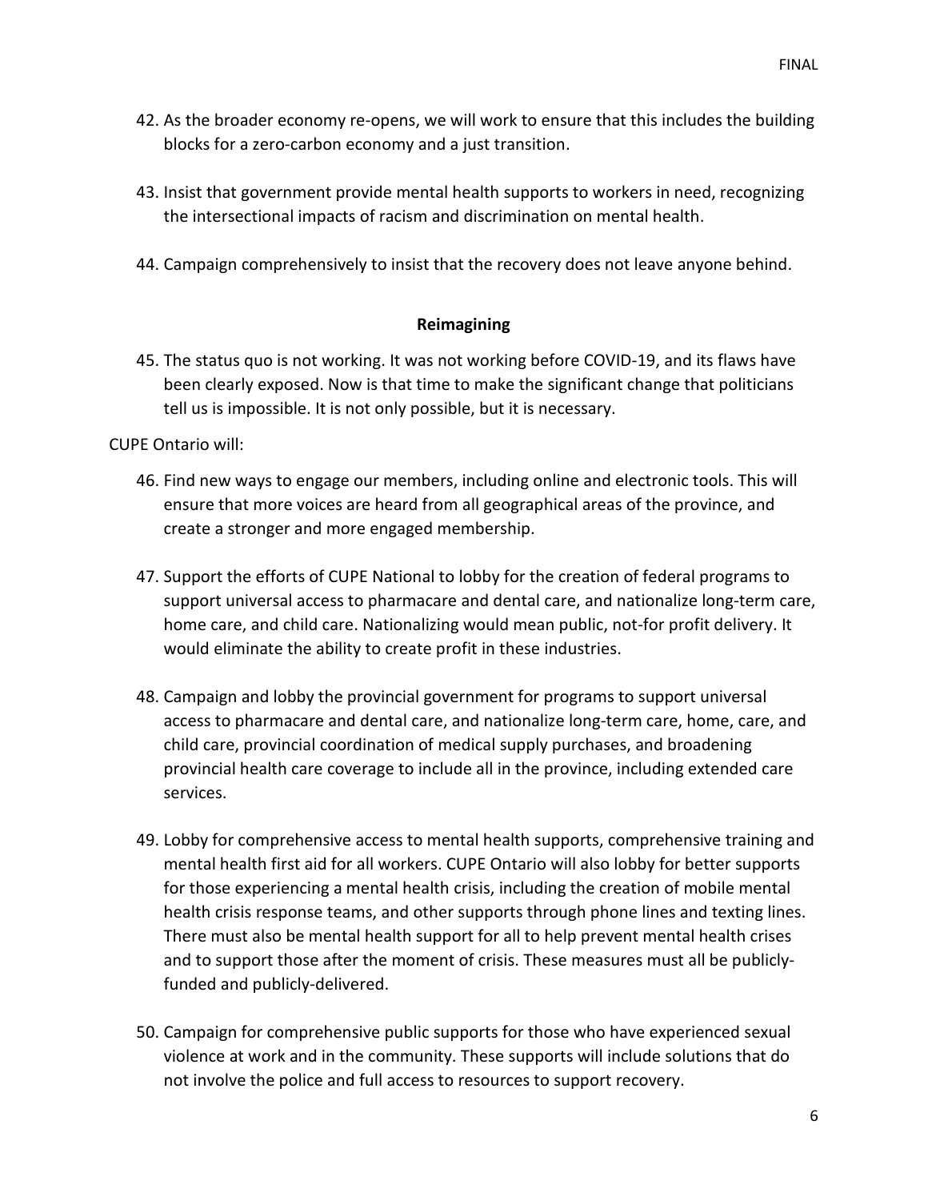42. As the broader economy re-opens, we will work to ensure that this includes the building blocks for a zero-carbon economy and a just transition.

43. Insist that government provide mental health supports to workers in need, recognizing the intersectional impacts of racism and discrimination on mental health.

44. Campaign comprehensively to insist that the recovery does not leave anyone behind.

**Reimagining**

45. The status quo is not working. It was not working before COVID-19, and its flaws have been clearly exposed. Now is that time to make the significant change that politicians tell us is impossible. It is not only possible, but it is necessary.

CUPE Ontario will:

46. Find new ways to engage our members, including online and electronic tools. This will ensure that more voices are heard from all geographical areas of the province, and create a stronger and more engaged membership.

47. Support the efforts of CUPE National to lobby for the creation of federal programs to support universal access to pharmacare and dental care, and nationalize long-term care, home care, and child care. Nationalizing would mean public, not-for profit delivery. It would eliminate the ability to create profit in these industries.

48. Campaign and lobby the provincial government for programs to support universal access to pharmacare and dental care, and nationalize long-term care, home, care, and child care, provincial coordination of medical supply purchases, and broadening provincial health care coverage to include all in the province, including extended care services.

49. Lobby for comprehensive access to mental health supports, comprehensive training and mental health first aid for all workers. CUPE Ontario will also lobby for better supports for those experiencing a mental health crisis, including the creation of mobile mental health crisis response teams, and other supports through phone lines and texting lines. There must also be mental health support for all to help prevent mental health crises and to support those after the moment of crisis. These measures must all be publicly-funded and publicly-delivered.

50. Campaign for comprehensive public supports for those who have experienced sexual violence at work and in the community. These supports will include solutions that do not involve the police and full access to resources to support recovery.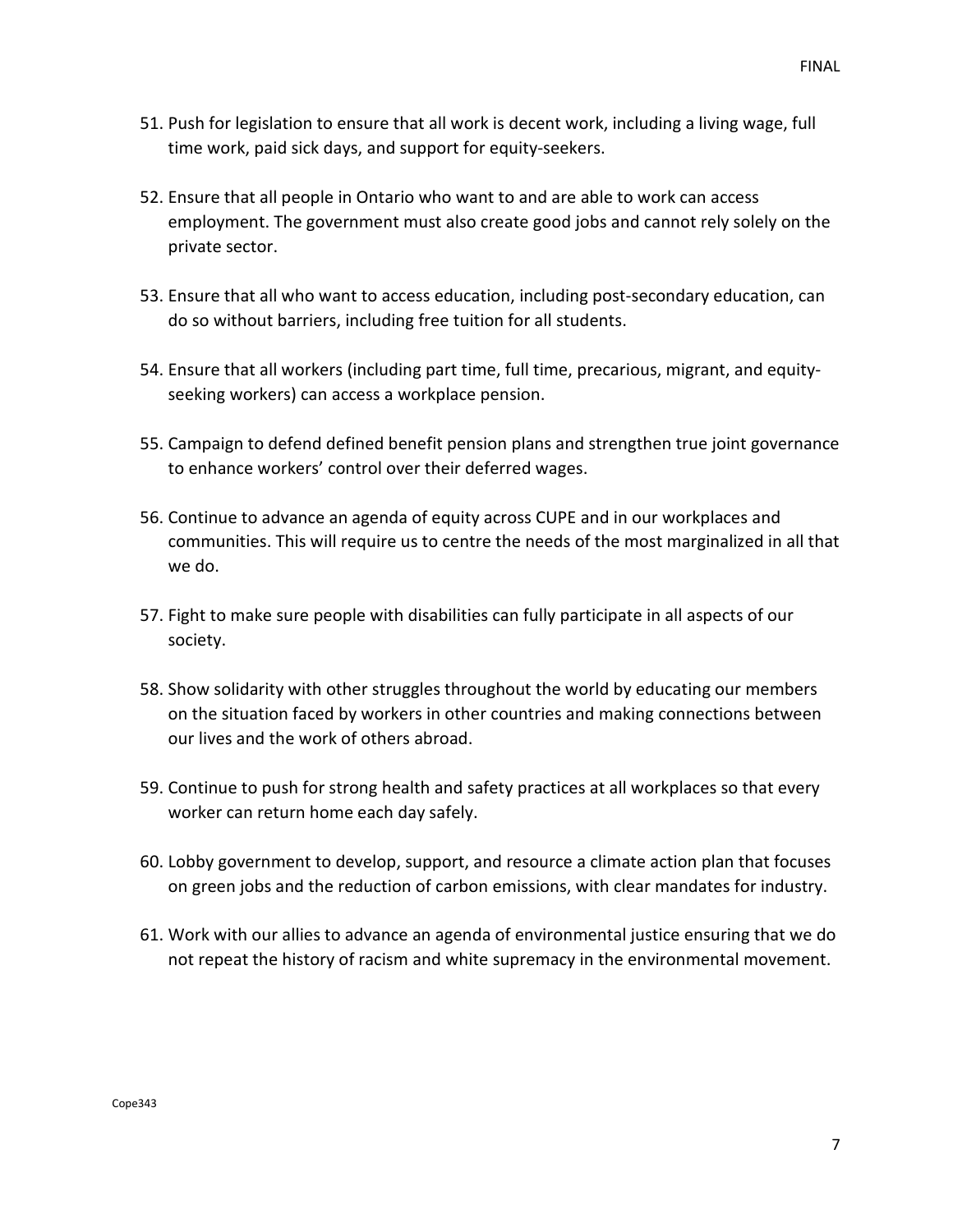51. Push for legislation to ensure that all work is decent work, including a living wage, full time work, paid sick days, and support for equity-seekers.

52. Ensure that all people in Ontario who want to and are able to work can access employment. The government must also create good jobs and cannot rely solely on the private sector.

53. Ensure that all who want to access education, including post-secondary education, can do so without barriers, including free tuition for all students.

54. Ensure that all workers (including part time, full time, precarious, migrant, and equity-seeking workers) can access a workplace pension.

55. Campaign to defend defined benefit pension plans and strengthen true joint governance to enhance workers' control over their deferred wages.

56. Continue to advance an agenda of equity across CUPE and in our workplaces and communities. This will require us to centre the needs of the most marginalized in all that we do.

57. Fight to make sure people with disabilities can fully participate in all aspects of our society.

58. Show solidarity with other struggles throughout the world by educating our members on the situation faced by workers in other countries and making connections between our lives and the work of others abroad.

59. Continue to push for strong health and safety practices at all workplaces so that every worker can return home each day safely.

60. Lobby government to develop, support, and resource a climate action plan that focuses on green jobs and the reduction of carbon emissions, with clear mandates for industry.

61. Work with our allies to advance an agenda of environmental justice ensuring that we do not repeat the history of racism and white supremacy in the environmental movement.